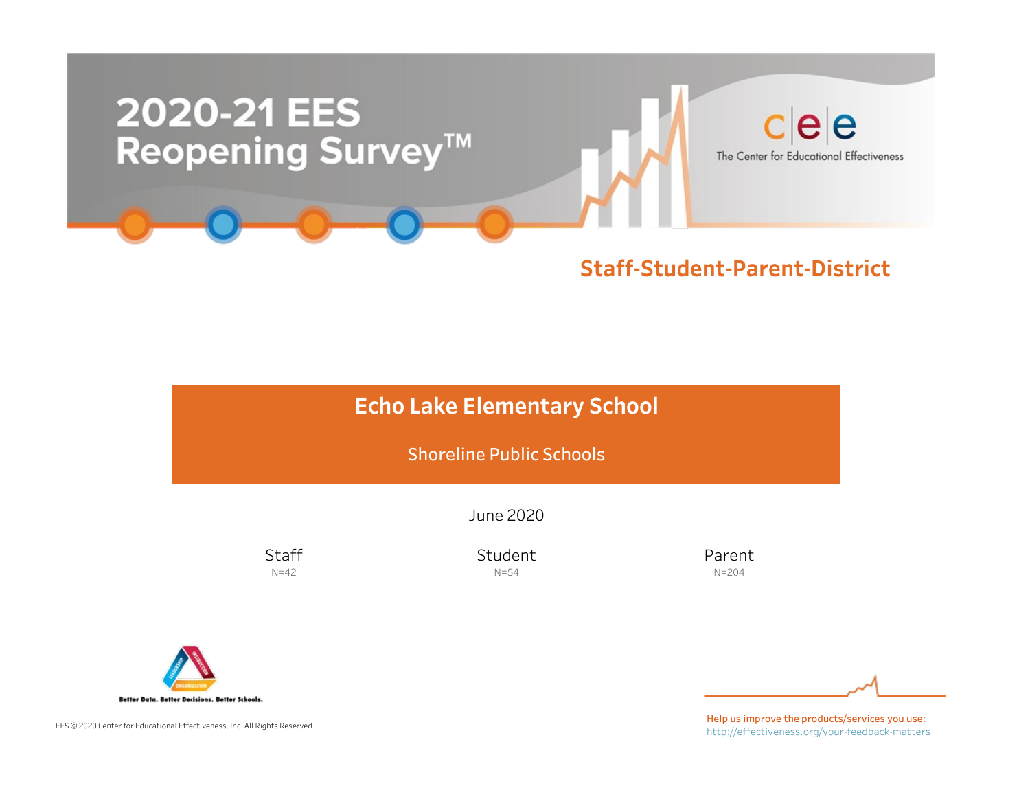# 2020-21 EES Reopening Survey™

The Center for Educational Effectiveness

## Staff-Student-Parent-District

## Echo Lake Elementary School

Shoreline Public Schools

June 2020

| Staff | Student | Parent |
|---|---|---|
| N=42 | N=54 | N=204 |

Better Data. Better Decisions. Better Schools.

EES © 2020 Center for Educational Effectiveness, Inc. All Rights Reserved.

Help us improve the products/services you use:
http://effectiveness.org/your-feedback-matters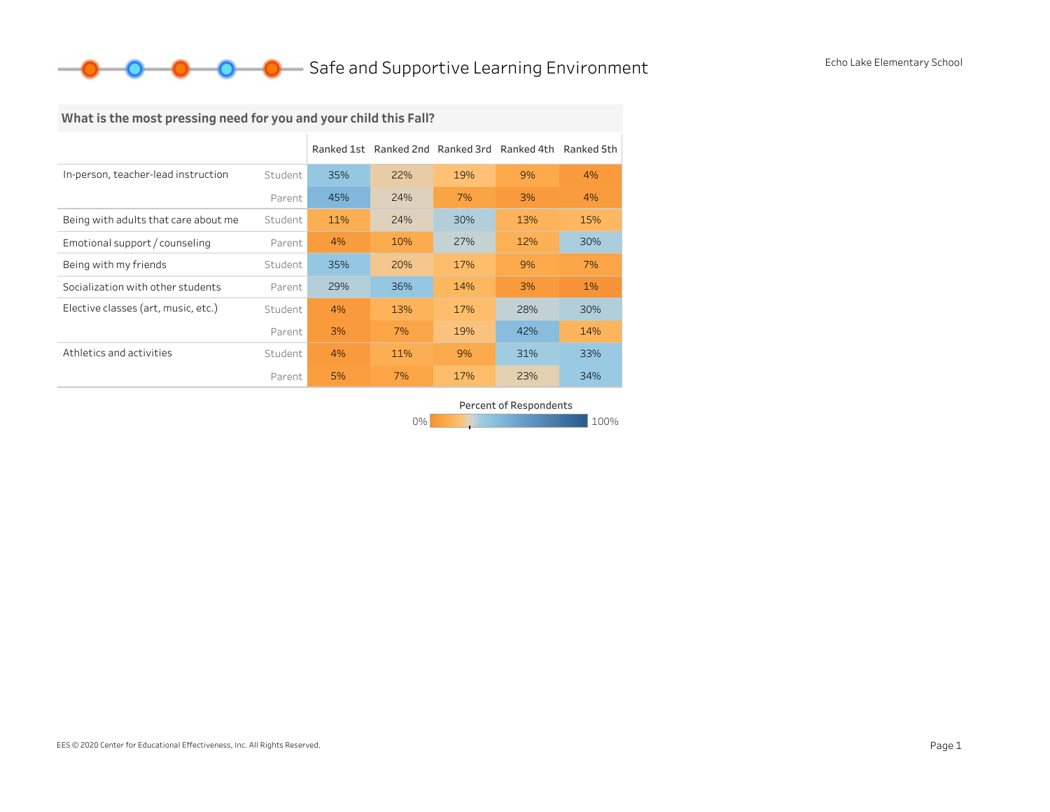# Safe and Supportive Learning Environment

Echo Lake Elementary School

## What is the most pressing need for you and your child this Fall?

| | | Ranked 1st | Ranked 2nd | Ranked 3rd | Ranked 4th | Ranked 5th |
|---|---|---|---|---|---|---|
| In-person, teacher-lead instruction | Student | 35% | 22% | 19% | 9% | 4% |
| | Parent | 45% | 24% | 7% | 3% | 4% |
| Being with adults that care about me | Student | 11% | 24% | 30% | 13% | 15% |
| Emotional support / counseling | Parent | 4% | 10% | 27% | 12% | 30% |
| Being with my friends | Student | 35% | 20% | 17% | 9% | 7% |
| Socialization with other students | Parent | 29% | 36% | 14% | 3% | 1% |
| Elective classes (art, music, etc.) | Student | 4% | 13% | 17% | 28% | 30% |
| | Parent | 3% | 7% | 19% | 42% | 14% |
| Athletics and activities | Student | 4% | 11% | 9% | 31% | 33% |
| | Parent | 5% | 7% | 17% | 23% | 34% |

Percent of Respondents

0% — 100%

EES © 2020 Center for Educational Effectiveness, Inc. All Rights Reserved.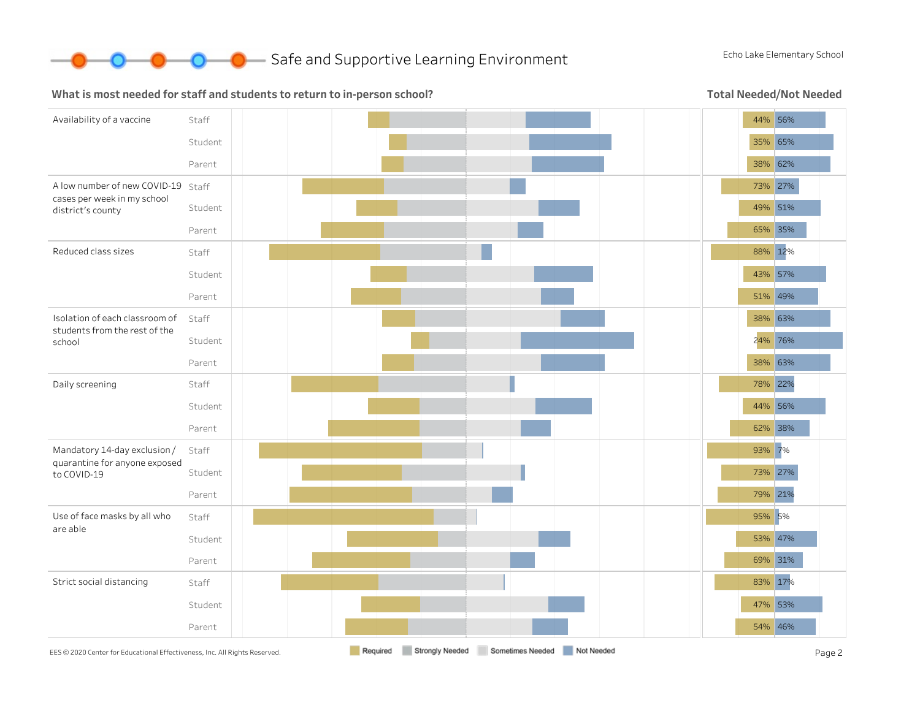# Safe and Supportive Learning Environment

Echo Lake Elementary School

## What is most needed for staff and students to return to in-person school?

**Total Needed/Not Needed**

| Item | Group | Needed | Not Needed |
|---|---|---|---|
| Availability of a vaccine | Staff | 44% | 56% |
| | Student | 35% | 65% |
| | Parent | 38% | 62% |
| A low number of new COVID-19 cases per week in my school district's county | Staff | 73% | 27% |
| | Student | 49% | 51% |
| | Parent | 65% | 35% |
| Reduced class sizes | Staff | 88% | 12% |
| | Student | 43% | 57% |
| | Parent | 51% | 49% |
| Isolation of each classroom of students from the rest of the school | Staff | 38% | 63% |
| | Student | 24% | 76% |
| | Parent | 38% | 63% |
| Daily screening | Staff | 78% | 22% |
| | Student | 44% | 56% |
| | Parent | 62% | 38% |
| Mandatory 14-day exclusion / quarantine for anyone exposed to COVID-19 | Staff | 93% | 7% |
| | Student | 73% | 27% |
| | Parent | 79% | 21% |
| Use of face masks by all who are able | Staff | 95% | 5% |
| | Student | 53% | 47% |
| | Parent | 69% | 31% |
| Strict social distancing | Staff | 83% | 17% |
| | Student | 47% | 53% |
| | Parent | 54% | 46% |

Required | Strongly Needed | Sometimes Needed | Not Needed

EES © 2020 Center for Educational Effectiveness, Inc. All Rights Reserved.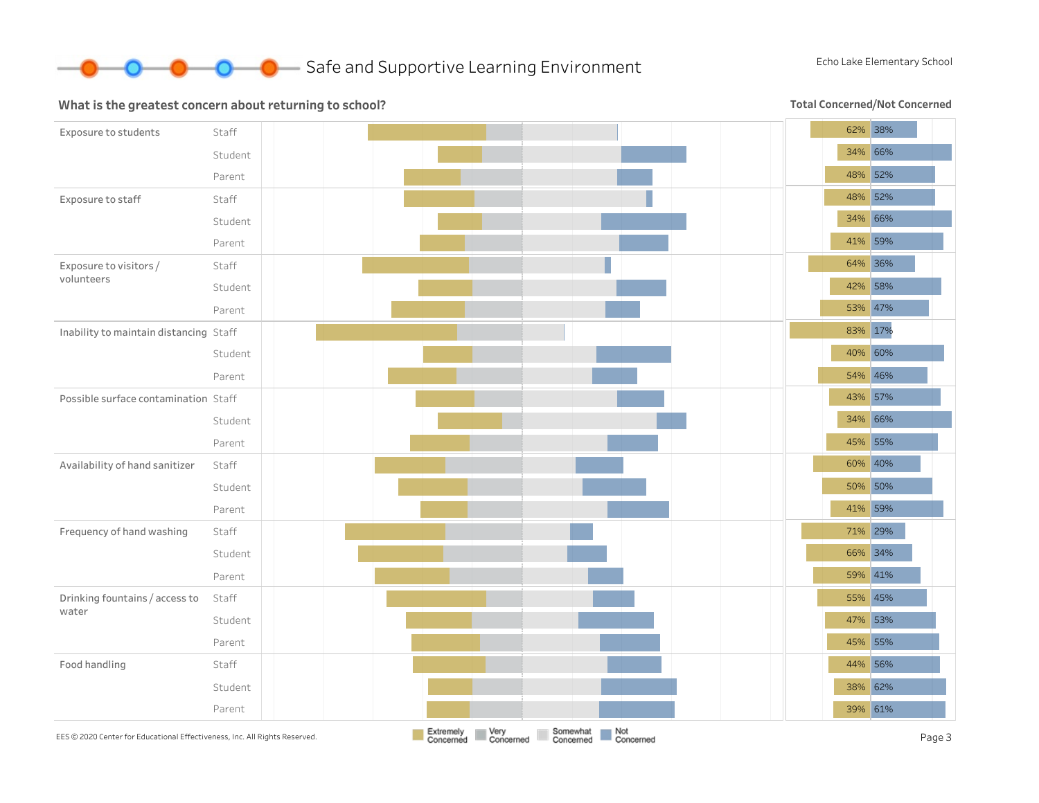# Safe and Supportive Learning Environment

Echo Lake Elementary School

## What is the greatest concern about returning to school?

**Total Concerned/Not Concerned**

| Concern | Group | Concerned | Not Concerned |
|---|---|---|---|
| Exposure to students | Staff | 62% | 38% |
| | Student | 34% | 66% |
| | Parent | 48% | 52% |
| Exposure to staff | Staff | 48% | 52% |
| | Student | 34% | 66% |
| | Parent | 41% | 59% |
| Exposure to visitors / volunteers | Staff | 64% | 36% |
| | Student | 42% | 58% |
| | Parent | 53% | 47% |
| Inability to maintain distancing | Staff | 83% | 17% |
| | Student | 40% | 60% |
| | Parent | 54% | 46% |
| Possible surface contamination | Staff | 43% | 57% |
| | Student | 34% | 66% |
| | Parent | 45% | 55% |
| Availability of hand sanitizer | Staff | 60% | 40% |
| | Student | 50% | 50% |
| | Parent | 41% | 59% |
| Frequency of hand washing | Staff | 71% | 29% |
| | Student | 66% | 34% |
| | Parent | 59% | 41% |
| Drinking fountains / access to water | Staff | 55% | 45% |
| | Student | 47% | 53% |
| | Parent | 45% | 55% |
| Food handling | Staff | 44% | 56% |
| | Student | 38% | 62% |
| | Parent | 39% | 61% |

Extremely Concerned | Very Concerned | Somewhat Concerned | Not Concerned

EES © 2020 Center for Educational Effectiveness, Inc. All Rights Reserved.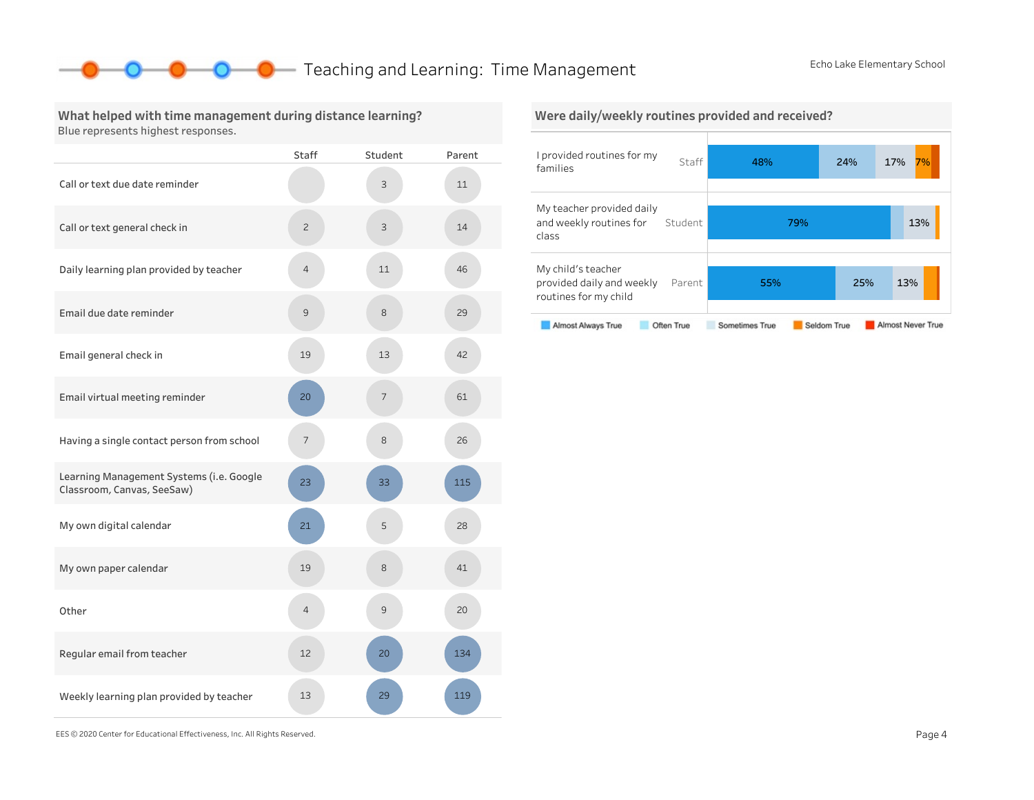# Teaching and Learning: Time Management

Echo Lake Elementary School

## What helped with time management during distance learning?

Blue represents highest responses.

| | Staff | Student | Parent |
|---|---|---|---|
| Call or text due date reminder | | 3 | 11 |
| Call or text general check in | 2 | 3 | 14 |
| Daily learning plan provided by teacher | 4 | 11 | 46 |
| Email due date reminder | 9 | 8 | 29 |
| Email general check in | 19 | 13 | 42 |
| Email virtual meeting reminder | 20 | 7 | 61 |
| Having a single contact person from school | 7 | 8 | 26 |
| Learning Management Systems (i.e. Google Classroom, Canvas, SeeSaw) | 23 | 33 | 115 |
| My own digital calendar | 21 | 5 | 28 |
| My own paper calendar | 19 | 8 | 41 |
| Other | 4 | 9 | 20 |
| Regular email from teacher | 12 | 20 | 134 |
| Weekly learning plan provided by teacher | 13 | 29 | 119 |

## Were daily/weekly routines provided and received?

| Statement | Group | Almost Always True | Often True | Sometimes True | Seldom True | Almost Never True |
|---|---|---|---|---|---|---|
| I provided routines for my families | Staff | 48% | 24% | 17% | 7% | |
| My teacher provided daily and weekly routines for class | Student | 79% | | 13% | | |
| My child's teacher provided daily and weekly routines for my child | Parent | 55% | 25% | 13% | | |

EES © 2020 Center for Educational Effectiveness, Inc. All Rights Reserved.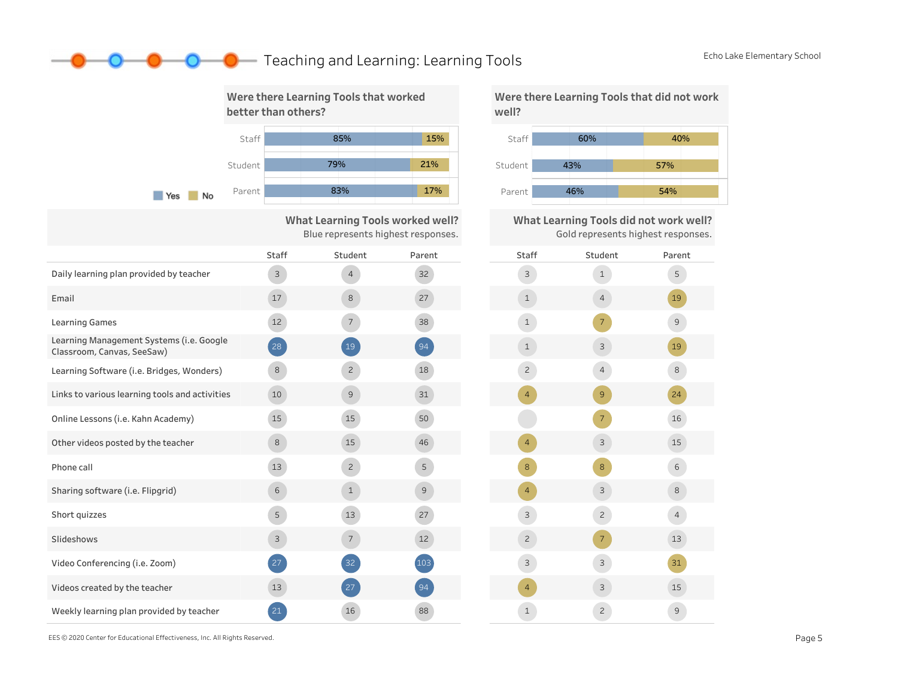# Teaching and Learning: Learning Tools

Echo Lake Elementary School

## Were there Learning Tools that worked better than others?

| | Yes | No |
|---|---|---|
| Staff | 85% | 15% |
| Student | 79% | 21% |
| Parent | 83% | 17% |

## Were there Learning Tools that did not work well?

| | Yes | No |
|---|---|---|
| Staff | 60% | 40% |
| Student | 43% | 57% |
| Parent | 46% | 54% |

## What Learning Tools worked well? / What Learning Tools did not work well?

What Learning Tools worked well? Blue represents highest responses.

What Learning Tools did not work well? Gold represents highest responses.

| | Worked well: Staff | Worked well: Student | Worked well: Parent | Did not work well: Staff | Did not work well: Student | Did not work well: Parent |
|---|---|---|---|---|---|---|
| Daily learning plan provided by teacher | 3 | 4 | 32 | 3 | 1 | 5 |
| Email | 17 | 8 | 27 | 1 | 4 | 19 |
| Learning Games | 12 | 7 | 38 | 1 | 7 | 9 |
| Learning Management Systems (i.e. Google Classroom, Canvas, SeeSaw) | 28 | 19 | 94 | 1 | 3 | 19 |
| Learning Software (i.e. Bridges, Wonders) | 8 | 2 | 18 | 2 | 4 | 8 |
| Links to various learning tools and activities | 10 | 9 | 31 | 4 | 9 | 24 |
| Online Lessons (i.e. Kahn Academy) | 15 | 15 | 50 | | 7 | 16 |
| Other videos posted by the teacher | 8 | 15 | 46 | 4 | 3 | 15 |
| Phone call | 13 | 2 | 5 | 8 | 8 | 6 |
| Sharing software (i.e. Flipgrid) | 6 | 1 | 9 | 4 | 3 | 8 |
| Short quizzes | 5 | 13 | 27 | 3 | 2 | 4 |
| Slideshows | 3 | 7 | 12 | 2 | 7 | 13 |
| Video Conferencing (i.e. Zoom) | 27 | 32 | 103 | 3 | 3 | 31 |
| Videos created by the teacher | 13 | 27 | 94 | 4 | 3 | 15 |
| Weekly learning plan provided by teacher | 21 | 16 | 88 | 1 | 2 | 9 |

EES © 2020 Center for Educational Effectiveness, Inc. All Rights Reserved.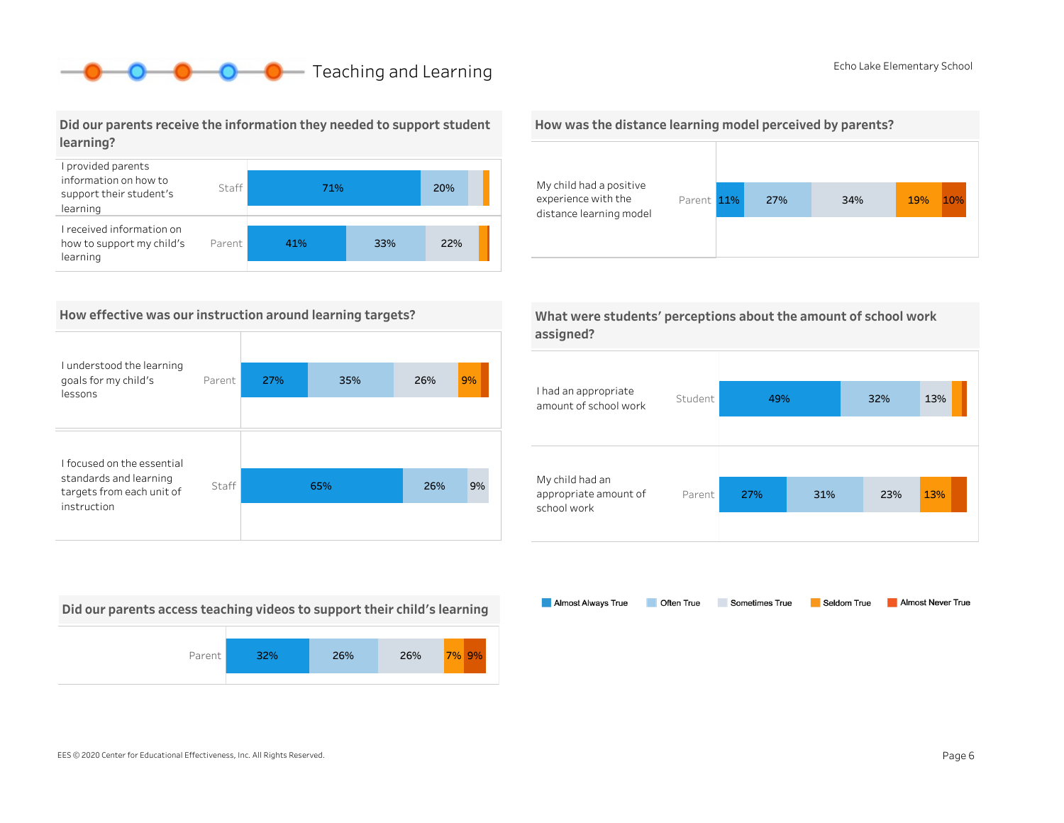# Teaching and Learning

Echo Lake Elementary School

## Did our parents receive the information they needed to support student learning?

| Statement | Respondent | Almost Always True | Often True | Sometimes True | Seldom True | Almost Never True |
|---|---|---|---|---|---|---|
| I provided parents information on how to support their student's learning | Staff | 71% | 20% | | | |
| I received information on how to support my child's learning | Parent | 41% | 33% | 22% | | |

## How effective was our instruction around learning targets?

| Statement | Respondent | Almost Always True | Often True | Sometimes True | Seldom True | Almost Never True |
|---|---|---|---|---|---|---|
| I understood the learning goals for my child's lessons | Parent | 27% | 35% | 26% | 9% | |
| I focused on the essential standards and learning targets from each unit of instruction | Staff | 65% | 26% | 9% | | |

## Did our parents access teaching videos to support their child's learning

| Respondent | Almost Always True | Often True | Sometimes True | Seldom True | Almost Never True |
|---|---|---|---|---|---|
| Parent | 32% | 26% | 26% | 7% | 9% |

## How was the distance learning model perceived by parents?

| Statement | Respondent | Almost Always True | Often True | Sometimes True | Seldom True | Almost Never True |
|---|---|---|---|---|---|---|
| My child had a positive experience with the distance learning model | Parent | 11% | 27% | 34% | 19% | 10% |

## What were students' perceptions about the amount of school work assigned?

| Statement | Respondent | Almost Always True | Often True | Sometimes True | Seldom True | Almost Never True |
|---|---|---|---|---|---|---|
| I had an appropriate amount of school work | Student | 49% | 32% | 13% | | |
| My child had an appropriate amount of school work | Parent | 27% | 31% | 23% | 13% | |

Almost Always True · Often True · Sometimes True · Seldom True · Almost Never True

EES © 2020 Center for Educational Effectiveness, Inc. All Rights Reserved.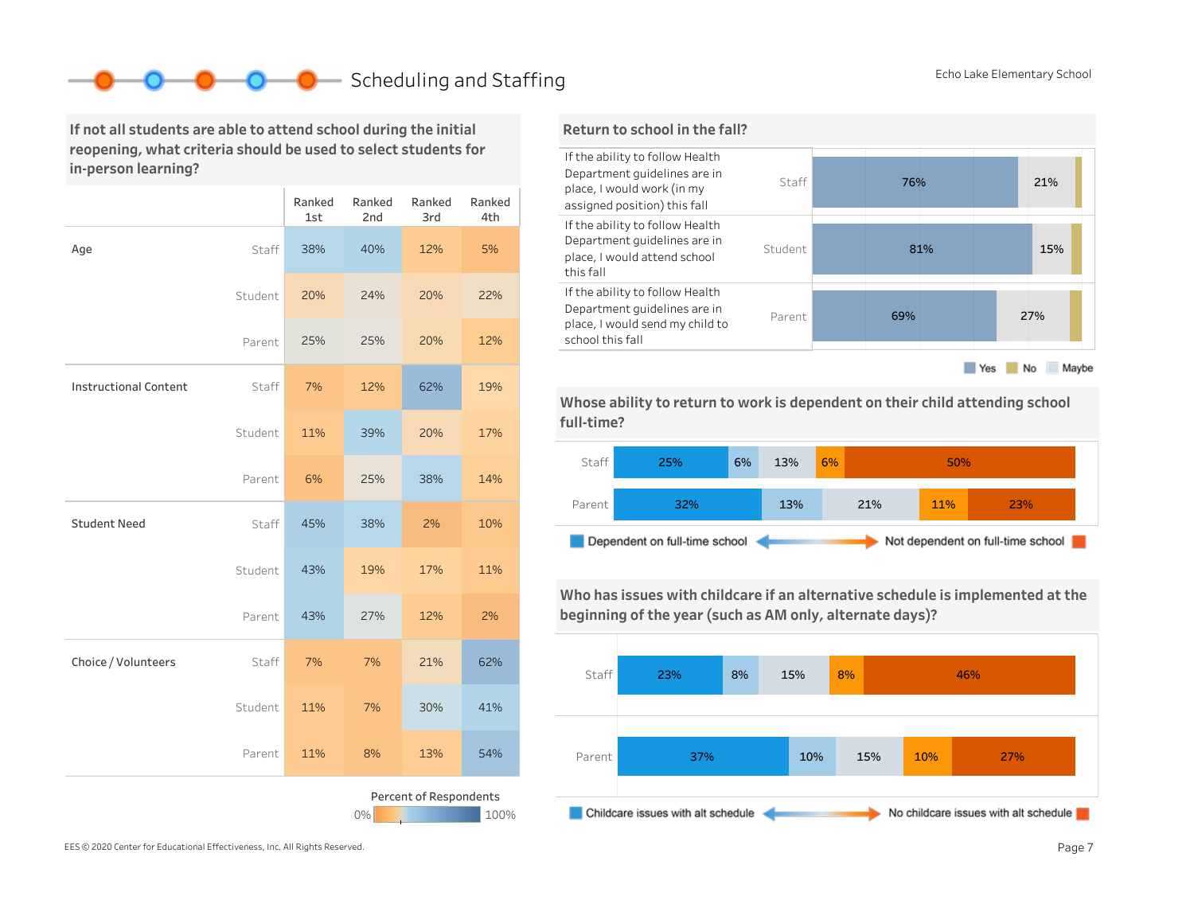# Scheduling and Staffing

Echo Lake Elementary School

## If not all students are able to attend school during the initial reopening, what criteria should be used to select students for in-person learning?

| | | Ranked 1st | Ranked 2nd | Ranked 3rd | Ranked 4th |
|---|---|---|---|---|---|
| Age | Staff | 38% | 40% | 12% | 5% |
| | Student | 20% | 24% | 20% | 22% |
| | Parent | 25% | 25% | 20% | 12% |
| Instructional Content | Staff | 7% | 12% | 62% | 19% |
| | Student | 11% | 39% | 20% | 17% |
| | Parent | 6% | 25% | 38% | 14% |
| Student Need | Staff | 45% | 38% | 2% | 10% |
| | Student | 43% | 19% | 17% | 11% |
| | Parent | 43% | 27% | 12% | 2% |
| Choice / Volunteers | Staff | 7% | 7% | 21% | 62% |
| | Student | 11% | 7% | 30% | 41% |
| | Parent | 11% | 8% | 13% | 54% |

Percent of Respondents: 0% – 100%

## Return to school in the fall?

| Statement | Group | Yes | Maybe | No |
|---|---|---|---|---|
| If the ability to follow Health Department guidelines are in place, I would work (in my assigned position) this fall | Staff | 76% | 21% | |
| If the ability to follow Health Department guidelines are in place, I would attend school this fall | Student | 81% | 15% | |
| If the ability to follow Health Department guidelines are in place, I would send my child to school this fall | Parent | 69% | 27% | |

Yes / No / Maybe

## Whose ability to return to work is dependent on their child attending school full-time?

| | | | | | |
|---|---|---|---|---|---|
| Staff | 25% | 6% | 13% | 6% | 50% |
| Parent | 32% | 13% | 21% | 11% | 23% |

Dependent on full-time school ↔ Not dependent on full-time school

## Who has issues with childcare if an alternative schedule is implemented at the beginning of the year (such as AM only, alternate days)?

| | | | | | |
|---|---|---|---|---|---|
| Staff | 23% | 8% | 15% | 8% | 46% |
| Parent | 37% | 10% | 15% | 10% | 27% |

Childcare issues with alt schedule ↔ No childcare issues with alt schedule

EES © 2020 Center for Educational Effectiveness, Inc. All Rights Reserved.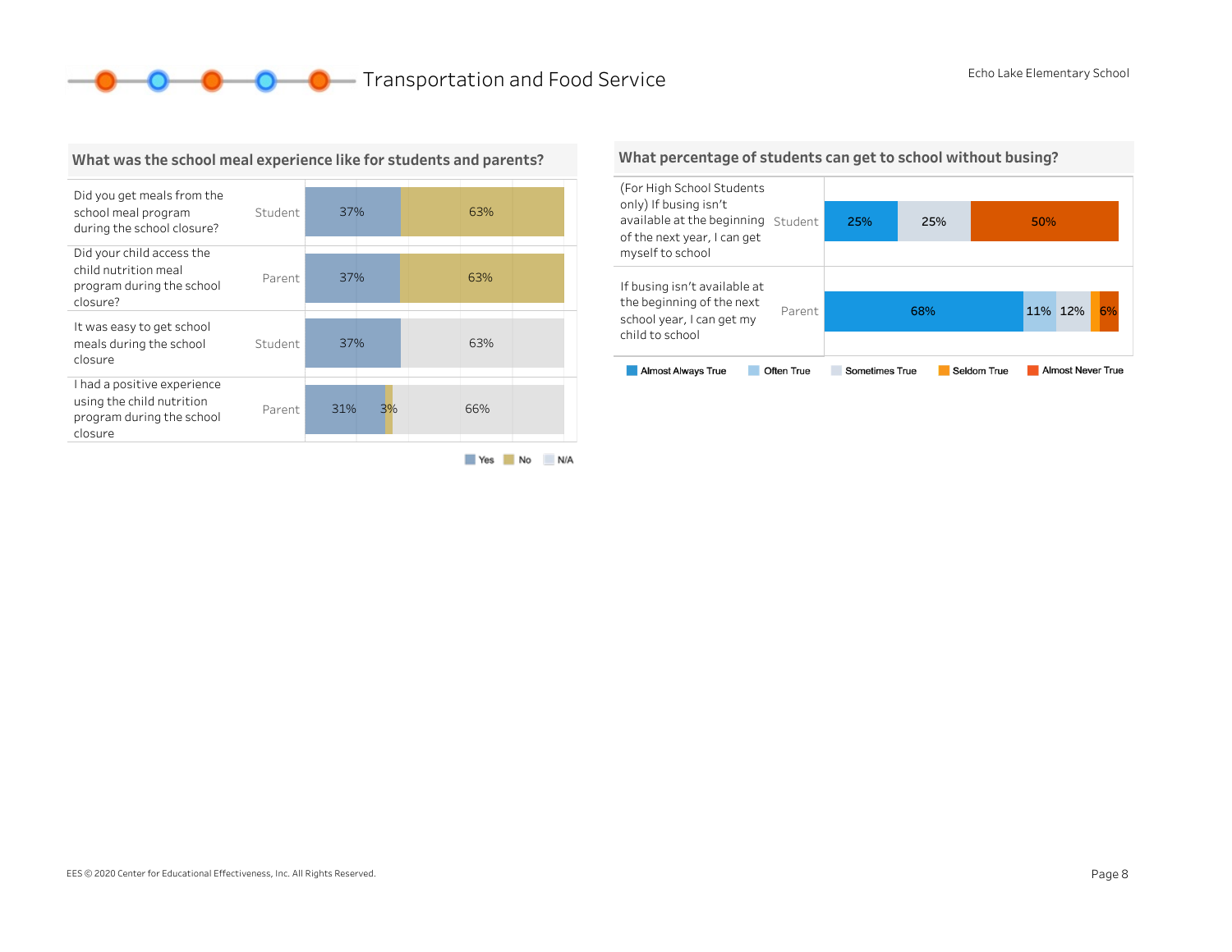# Transportation and Food Service

Echo Lake Elementary School

## What was the school meal experience like for students and parents?

| Question | Respondent | Yes | No | N/A |
|---|---|---|---|---|
| Did you get meals from the school meal program during the school closure? | Student | 37% | 63% | |
| Did your child access the child nutrition meal program during the school closure? | Parent | 37% | 63% | |
| It was easy to get school meals during the school closure | Student | 37% | | 63% |
| I had a positive experience using the child nutrition program during the school closure | Parent | 31% | 3% | 66% |

## What percentage of students can get to school without busing?

| Question | Respondent | Almost Always True | Often True | Sometimes True | Seldom True | Almost Never True |
|---|---|---|---|---|---|---|
| (For High School Students only) If busing isn't available at the beginning of the next year, I can get myself to school | Student | 25% | | 25% | | 50% |
| If busing isn't available at the beginning of the next school year, I can get my child to school | Parent | 68% | 11% | 12% | | 6% |

EES © 2020 Center for Educational Effectiveness, Inc. All Rights Reserved.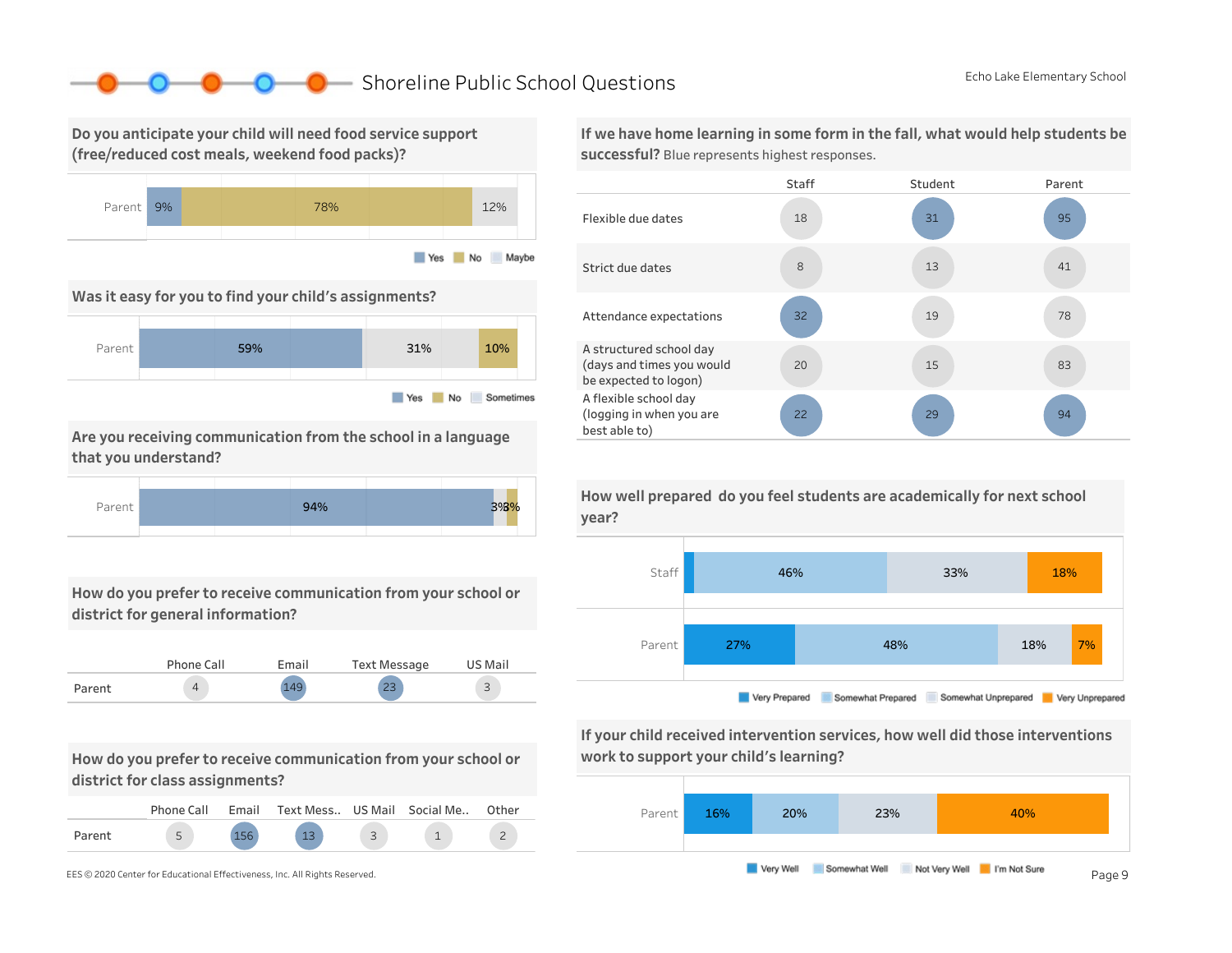# Shoreline Public School Questions

Echo Lake Elementary School

## Do you anticipate your child will need food service support (free/reduced cost meals, weekend food packs)?

| | Yes | No | Maybe |
|---|---|---|---|
| Parent | 9% | 78% | 12% |

## Was it easy for you to find your child's assignments?

| | Yes | Sometimes | No |
|---|---|---|---|
| Parent | 59% | 31% | 10% |

## Are you receiving communication from the school in a language that you understand?

| | Yes | | |
|---|---|---|---|
| Parent | 94% | 3% | 3% |

## How do you prefer to receive communication from your school or district for general information?

| | Phone Call | Email | Text Message | US Mail |
|---|---|---|---|---|
| Parent | 4 | 149 | 23 | 3 |

## How do you prefer to receive communication from your school or district for class assignments?

| | Phone Call | Email | Text Mess.. | US Mail | Social Me.. | Other |
|---|---|---|---|---|---|---|
| Parent | 5 | 156 | 13 | 3 | 1 | 2 |

## If we have home learning in some form in the fall, what would help students be successful?

Blue represents highest responses.

| | Staff | Student | Parent |
|---|---|---|---|
| Flexible due dates | 18 | 31 | 95 |
| Strict due dates | 8 | 13 | 41 |
| Attendance expectations | 32 | 19 | 78 |
| A structured school day (days and times you would be expected to logon) | 20 | 15 | 83 |
| A flexible school day (logging in when you are best able to) | 22 | 29 | 94 |

## How well prepared do you feel students are academically for next school year?

| | Very Prepared | Somewhat Prepared | Somewhat Unprepared | Very Unprepared |
|---|---|---|---|---|
| Staff | | 46% | 33% | 18% |
| Parent | 27% | 48% | 18% | 7% |

## If your child received intervention services, how well did those interventions work to support your child's learning?

| | Very Well | Somewhat Well | Not Very Well | I'm Not Sure |
|---|---|---|---|---|
| Parent | 16% | 20% | 23% | 40% |

EES © 2020 Center for Educational Effectiveness, Inc. All Rights Reserved.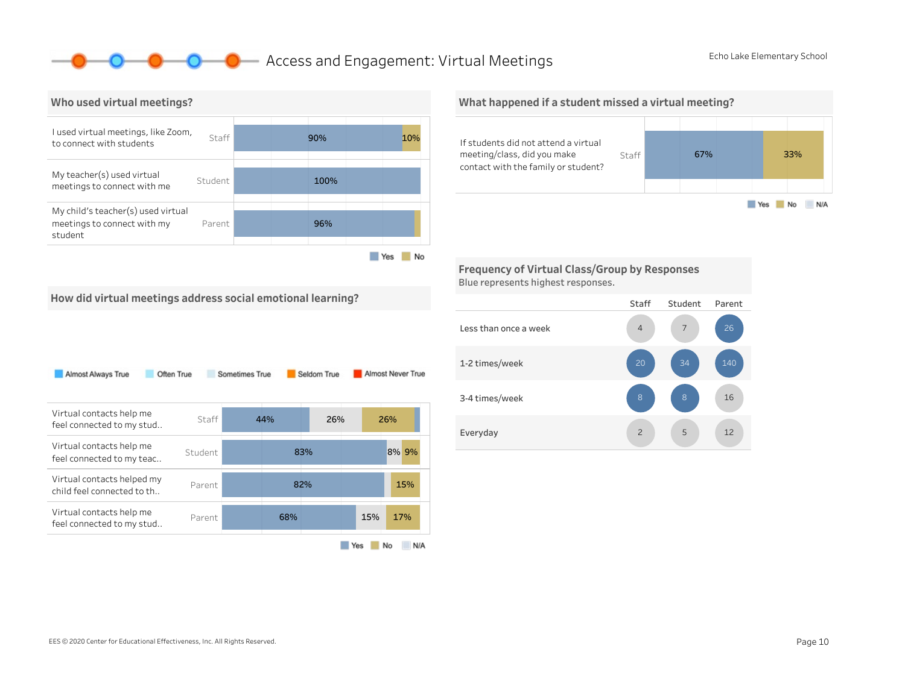# Access and Engagement: Virtual Meetings

Echo Lake Elementary School

## Who used virtual meetings?

| Question | Respondent | Yes | No |
|---|---|---|---|
| I used virtual meetings, like Zoom, to connect with students | Staff | 90% | 10% |
| My teacher(s) used virtual meetings to connect with me | Student | 100% | |
| My child's teacher(s) used virtual meetings to connect with my student | Parent | 96% | |

## What happened if a student missed a virtual meeting?

| Question | Respondent | Yes | No | N/A |
|---|---|---|---|---|
| If students did not attend a virtual meeting/class, did you make contact with the family or student? | Staff | 67% | 33% | |

## How did virtual meetings address social emotional learning?

Legend: Almost Always True, Often True, Sometimes True, Seldom True, Almost Never True

| Question | Respondent | Yes | N/A | No |
|---|---|---|---|---|
| Virtual contacts help me feel connected to my stud.. | Staff | 44% | 26% | 26% |
| Virtual contacts help me feel connected to my teac.. | Student | 83% | 8% | 9% |
| Virtual contacts helped my child feel connected to th.. | Parent | 82% | | 15% |
| Virtual contacts help me feel connected to my stud.. | Parent | 68% | 15% | 17% |

## Frequency of Virtual Class/Group by Responses

Blue represents highest responses.

| | Staff | Student | Parent |
|---|---|---|---|
| Less than once a week | 4 | 7 | 26 |
| 1-2 times/week | 20 | 34 | 140 |
| 3-4 times/week | 8 | 8 | 16 |
| Everyday | 2 | 5 | 12 |

EES © 2020 Center for Educational Effectiveness, Inc. All Rights Reserved.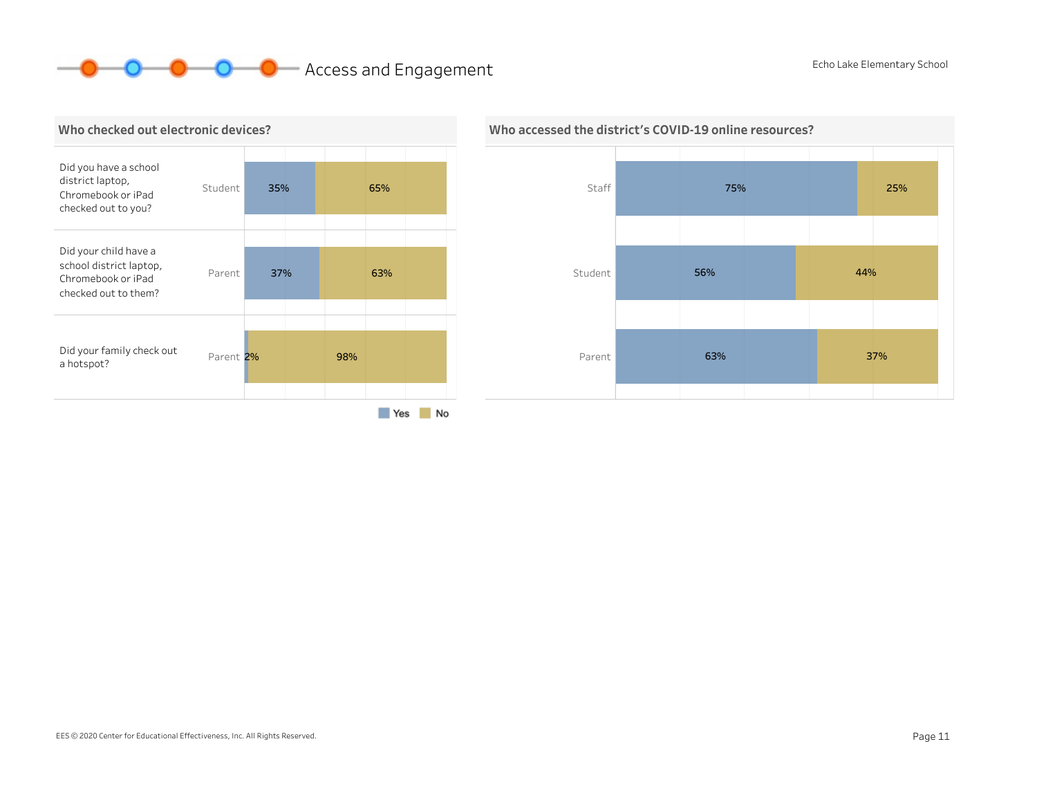# Access and Engagement

Echo Lake Elementary School

## Who checked out electronic devices?

| Question | Respondent | Yes | No |
|---|---|---|---|
| Did you have a school district laptop, Chromebook or iPad checked out to you? | Student | 35% | 65% |
| Did your child have a school district laptop, Chromebook or iPad checked out to them? | Parent | 37% | 63% |
| Did your family check out a hotspot? | Parent | 2% | 98% |

## Who accessed the district's COVID-19 online resources?

| Respondent | Yes | No |
|---|---|---|
| Staff | 75% | 25% |
| Student | 56% | 44% |
| Parent | 63% | 37% |

EES © 2020 Center for Educational Effectiveness, Inc. All Rights Reserved.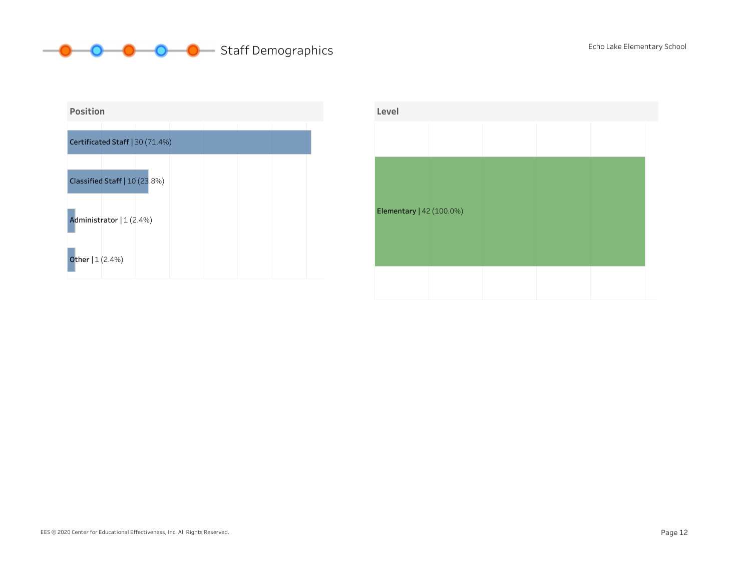# Staff Demographics

Echo Lake Elementary School

## Position

- Certificated Staff | 30 (71.4%)
- Classified Staff | 10 (23.8%)
- Administrator | 1 (2.4%)
- Other | 1 (2.4%)

## Level

- Elementary | 42 (100.0%)

EES © 2020 Center for Educational Effectiveness, Inc. All Rights Reserved.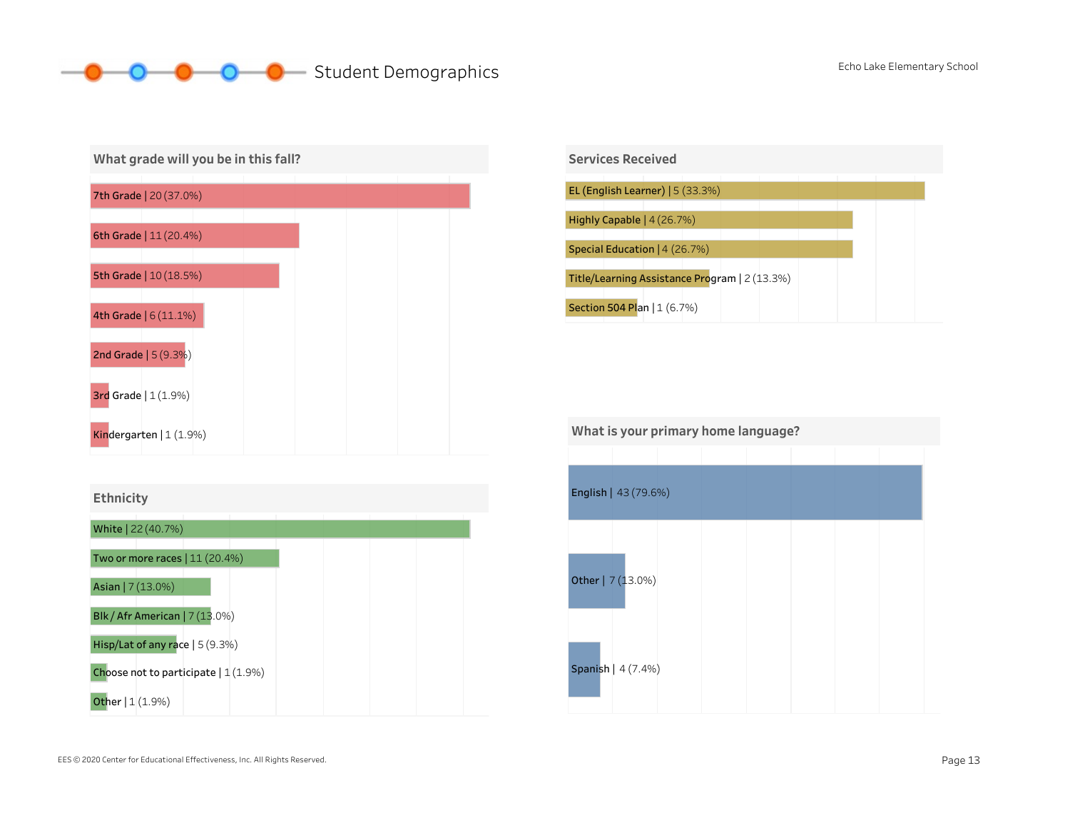# Student Demographics

Echo Lake Elementary School

## What grade will you be in this fall?

| Grade | Count | Percent |
|---|---|---|
| 7th Grade | 20 | 37.0% |
| 6th Grade | 11 | 20.4% |
| 5th Grade | 10 | 18.5% |
| 4th Grade | 6 | 11.1% |
| 2nd Grade | 5 | 9.3% |
| 3rd Grade | 1 | 1.9% |
| Kindergarten | 1 | 1.9% |

## Services Received

| Service | Count | Percent |
|---|---|---|
| EL (English Learner) | 5 | 33.3% |
| Highly Capable | 4 | 26.7% |
| Special Education | 4 | 26.7% |
| Title/Learning Assistance Program | 2 | 13.3% |
| Section 504 Plan | 1 | 6.7% |

## Ethnicity

| Ethnicity | Count | Percent |
|---|---|---|
| White | 22 | 40.7% |
| Two or more races | 11 | 20.4% |
| Asian | 7 | 13.0% |
| Blk / Afr American | 7 | 13.0% |
| Hisp/Lat of any race | 5 | 9.3% |
| Choose not to participate | 1 | 1.9% |
| Other | 1 | 1.9% |

## What is your primary home language?

| Language | Count | Percent |
|---|---|---|
| English | 43 | 79.6% |
| Other | 7 | 13.0% |
| Spanish | 4 | 7.4% |

EES © 2020 Center for Educational Effectiveness, Inc. All Rights Reserved.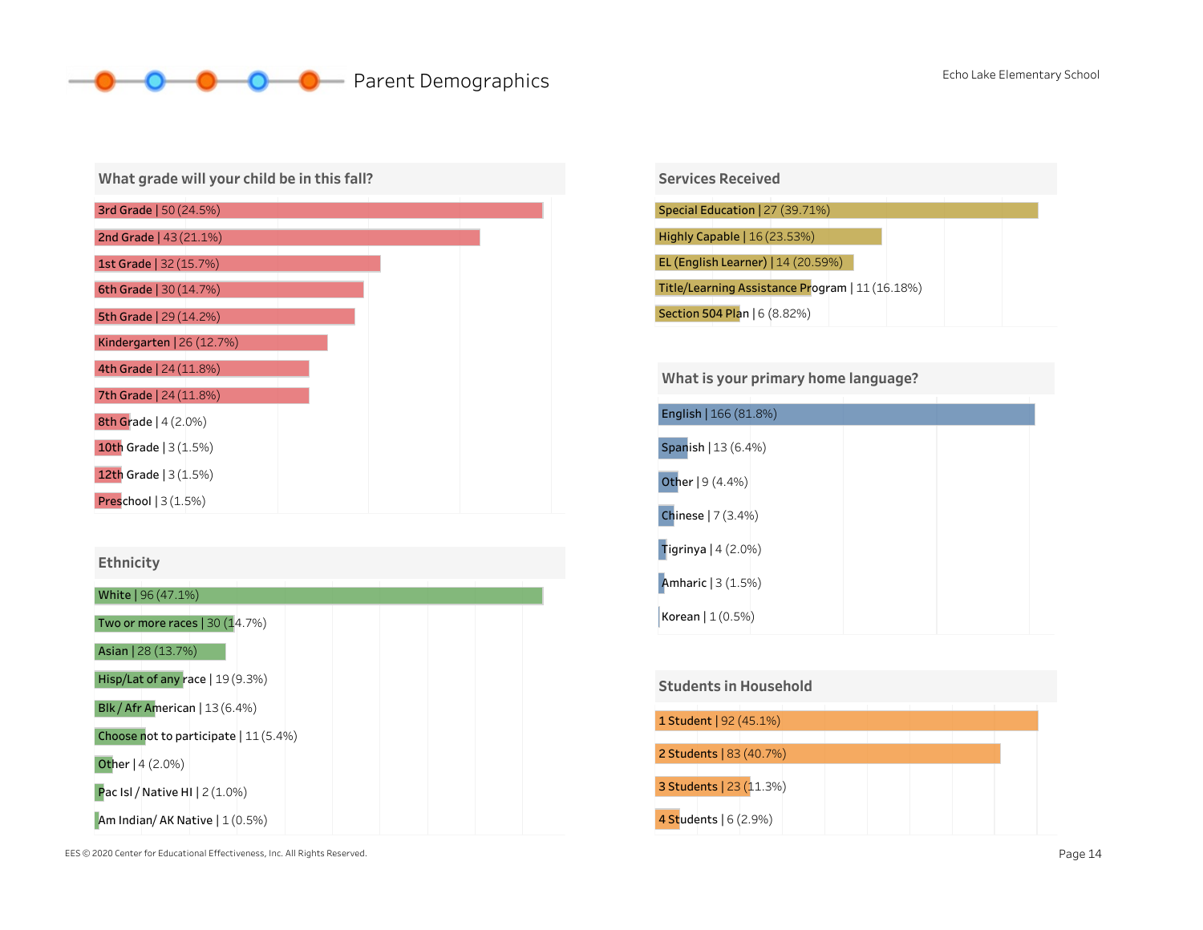# Parent Demographics

Echo Lake Elementary School

## What grade will your child be in this fall?

3rd Grade | 50 (24.5%)
2nd Grade | 43 (21.1%)
1st Grade | 32 (15.7%)
6th Grade | 30 (14.7%)
5th Grade | 29 (14.2%)
Kindergarten | 26 (12.7%)
4th Grade | 24 (11.8%)
7th Grade | 24 (11.8%)
8th Grade | 4 (2.0%)
10th Grade | 3 (1.5%)
12th Grade | 3 (1.5%)
Preschool | 3 (1.5%)

## Ethnicity

White | 96 (47.1%)
Two or more races | 30 (14.7%)
Asian | 28 (13.7%)
Hisp/Lat of any race | 19 (9.3%)
Blk / Afr American | 13 (6.4%)
Choose not to participate | 11 (5.4%)
Other | 4 (2.0%)
Pac Isl / Native HI | 2 (1.0%)
Am Indian/ AK Native | 1 (0.5%)

## Services Received

Special Education | 27 (39.71%)
Highly Capable | 16 (23.53%)
EL (English Learner) | 14 (20.59%)
Title/Learning Assistance Program | 11 (16.18%)
Section 504 Plan | 6 (8.82%)

## What is your primary home language?

English | 166 (81.8%)
Spanish | 13 (6.4%)
Other | 9 (4.4%)
Chinese | 7 (3.4%)
Tigrinya | 4 (2.0%)
Amharic | 3 (1.5%)
Korean | 1 (0.5%)

## Students in Household

1 Student | 92 (45.1%)
2 Students | 83 (40.7%)
3 Students | 23 (11.3%)
4 Students | 6 (2.9%)

EES © 2020 Center for Educational Effectiveness, Inc. All Rights Reserved.